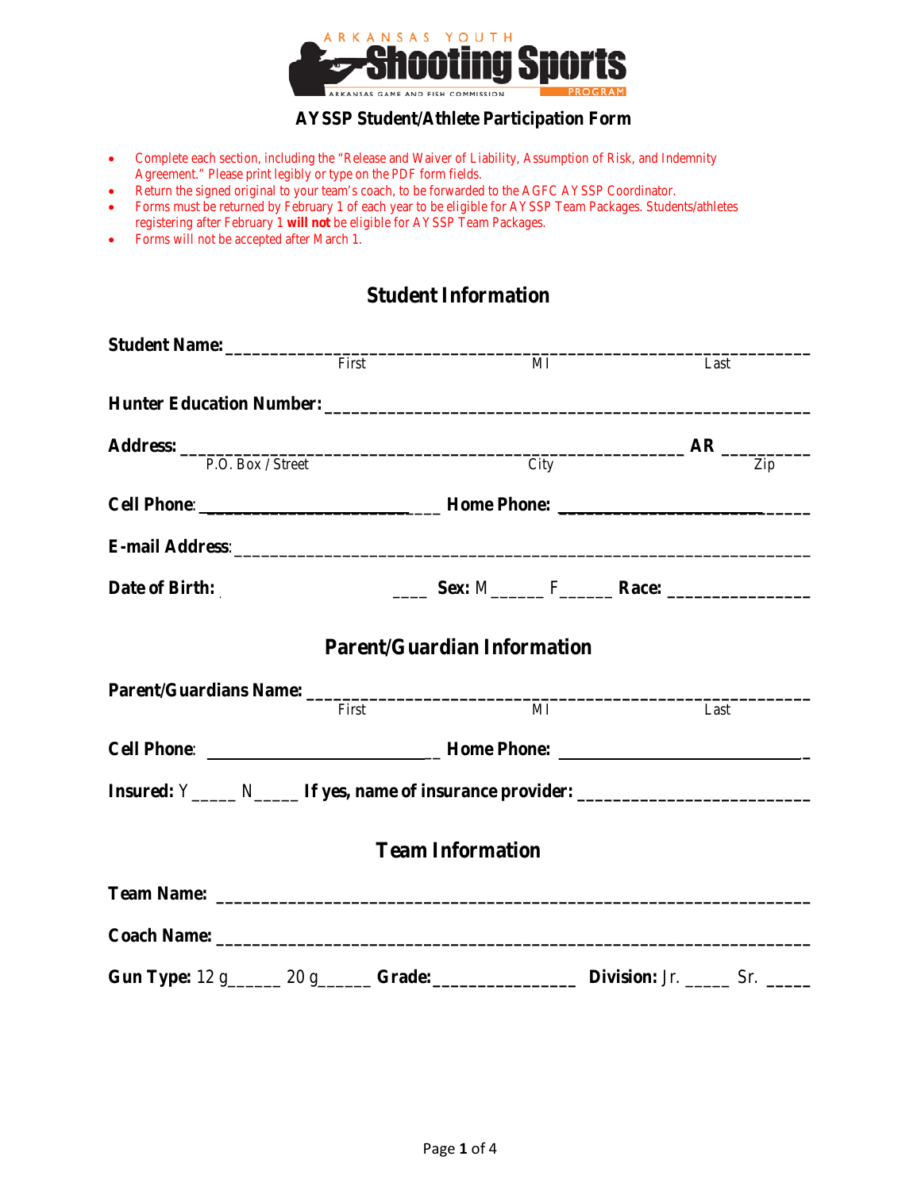ARKANSAS YOUTH **Shooting Sports** PROGRAM
ARKANSAS GAME AND FISH COMMISSION

## AYSSP Student/Athlete Participation Form

- Complete each section, including the "Release and Waiver of Liability, Assumption of Risk, and Indemnity Agreement." Please print legibly or type on the PDF form fields.
- Return the signed original to your team's coach, to be forwarded to the AGFC AYSSP Coordinator.
- Forms must be returned by February 1 of each year to be eligible for AYSSP Team Packages. Students/athletes registering after February 1 **will not** be eligible for AYSSP Team Packages.
- Forms will not be accepted after March 1.

## Student Information

**Student Name:** ________________________________________________________________
First MI Last

**Hunter Education Number:** _____________________________________________________

**Address:** ________________________________________________________ **AR** __________
P.O. Box / Street City Zip

**Cell Phone**: ___________________________ **Home Phone:** ___________________________

**E-mail Address**: _________________________________________________________________

**Date of Birth:** ____ **Sex:** M______ F______ **Race:** _______________

## Parent/Guardian Information

**Parent/Guardians Name:** ______________________________________________________
First MI Last

**Cell Phone**: ___________________________ **Home Phone:** ___________________________

**Insured:** Y_____ N_____ **If yes, name of insurance provider:** _________________________

## Team Information

**Team Name:** ____________________________________________________________________

**Coach Name:** ___________________________________________________________________

**Gun Type:** 12 g______ 20 g______ **Grade:** _______________ **Division:** Jr. _____ Sr. _____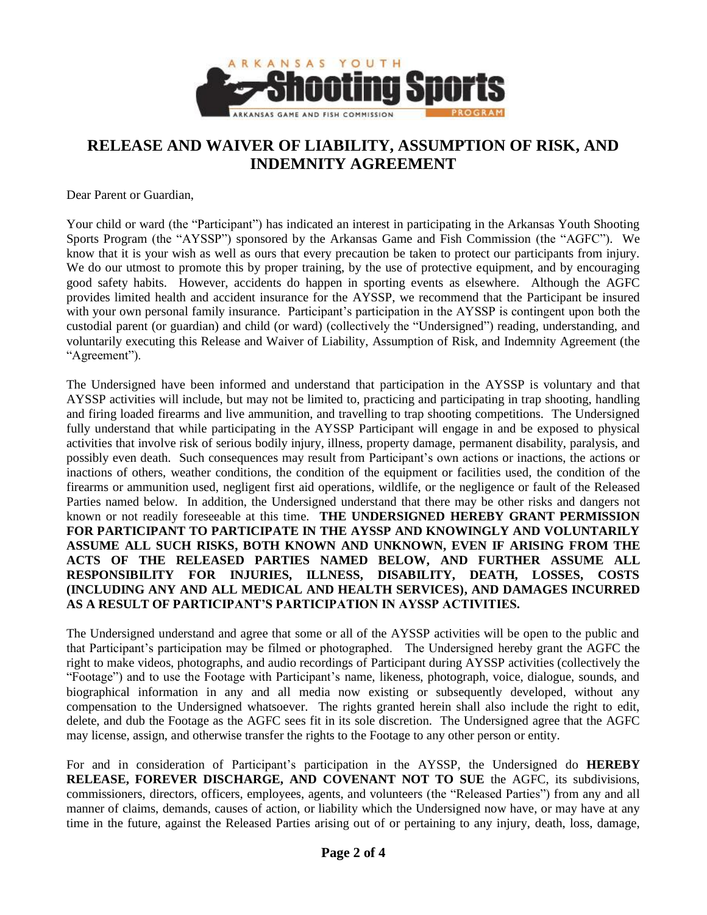# RELEASE AND WAIVER OF LIABILITY, ASSUMPTION OF RISK, AND INDEMNITY AGREEMENT

Dear Parent or Guardian,

Your child or ward (the "Participant") has indicated an interest in participating in the Arkansas Youth Shooting Sports Program (the "AYSSP") sponsored by the Arkansas Game and Fish Commission (the "AGFC"). We know that it is your wish as well as ours that every precaution be taken to protect our participants from injury. We do our utmost to promote this by proper training, by the use of protective equipment, and by encouraging good safety habits. However, accidents do happen in sporting events as elsewhere. Although the AGFC provides limited health and accident insurance for the AYSSP, we recommend that the Participant be insured with your own personal family insurance. Participant's participation in the AYSSP is contingent upon both the custodial parent (or guardian) and child (or ward) (collectively the "Undersigned") reading, understanding, and voluntarily executing this Release and Waiver of Liability, Assumption of Risk, and Indemnity Agreement (the "Agreement").

The Undersigned have been informed and understand that participation in the AYSSP is voluntary and that AYSSP activities will include, but may not be limited to, practicing and participating in trap shooting, handling and firing loaded firearms and live ammunition, and travelling to trap shooting competitions. The Undersigned fully understand that while participating in the AYSSP Participant will engage in and be exposed to physical activities that involve risk of serious bodily injury, illness, property damage, permanent disability, paralysis, and possibly even death. Such consequences may result from Participant's own actions or inactions, the actions or inactions of others, weather conditions, the condition of the equipment or facilities used, the condition of the firearms or ammunition used, negligent first aid operations, wildlife, or the negligence or fault of the Released Parties named below. In addition, the Undersigned understand that there may be other risks and dangers not known or not readily foreseeable at this time. **THE UNDERSIGNED HEREBY GRANT PERMISSION FOR PARTICIPANT TO PARTICIPATE IN THE AYSSP AND KNOWINGLY AND VOLUNTARILY ASSUME ALL SUCH RISKS, BOTH KNOWN AND UNKNOWN, EVEN IF ARISING FROM THE ACTS OF THE RELEASED PARTIES NAMED BELOW, AND FURTHER ASSUME ALL RESPONSIBILITY FOR INJURIES, ILLNESS, DISABILITY, DEATH, LOSSES, COSTS (INCLUDING ANY AND ALL MEDICAL AND HEALTH SERVICES), AND DAMAGES INCURRED AS A RESULT OF PARTICIPANT'S PARTICIPATION IN AYSSP ACTIVITIES.**

The Undersigned understand and agree that some or all of the AYSSP activities will be open to the public and that Participant's participation may be filmed or photographed. The Undersigned hereby grant the AGFC the right to make videos, photographs, and audio recordings of Participant during AYSSP activities (collectively the "Footage") and to use the Footage with Participant's name, likeness, photograph, voice, dialogue, sounds, and biographical information in any and all media now existing or subsequently developed, without any compensation to the Undersigned whatsoever. The rights granted herein shall also include the right to edit, delete, and dub the Footage as the AGFC sees fit in its sole discretion. The Undersigned agree that the AGFC may license, assign, and otherwise transfer the rights to the Footage to any other person or entity.

For and in consideration of Participant's participation in the AYSSP, the Undersigned do **HEREBY RELEASE, FOREVER DISCHARGE, AND COVENANT NOT TO SUE** the AGFC, its subdivisions, commissioners, directors, officers, employees, agents, and volunteers (the "Released Parties") from any and all manner of claims, demands, causes of action, or liability which the Undersigned now have, or may have at any time in the future, against the Released Parties arising out of or pertaining to any injury, death, loss, damage,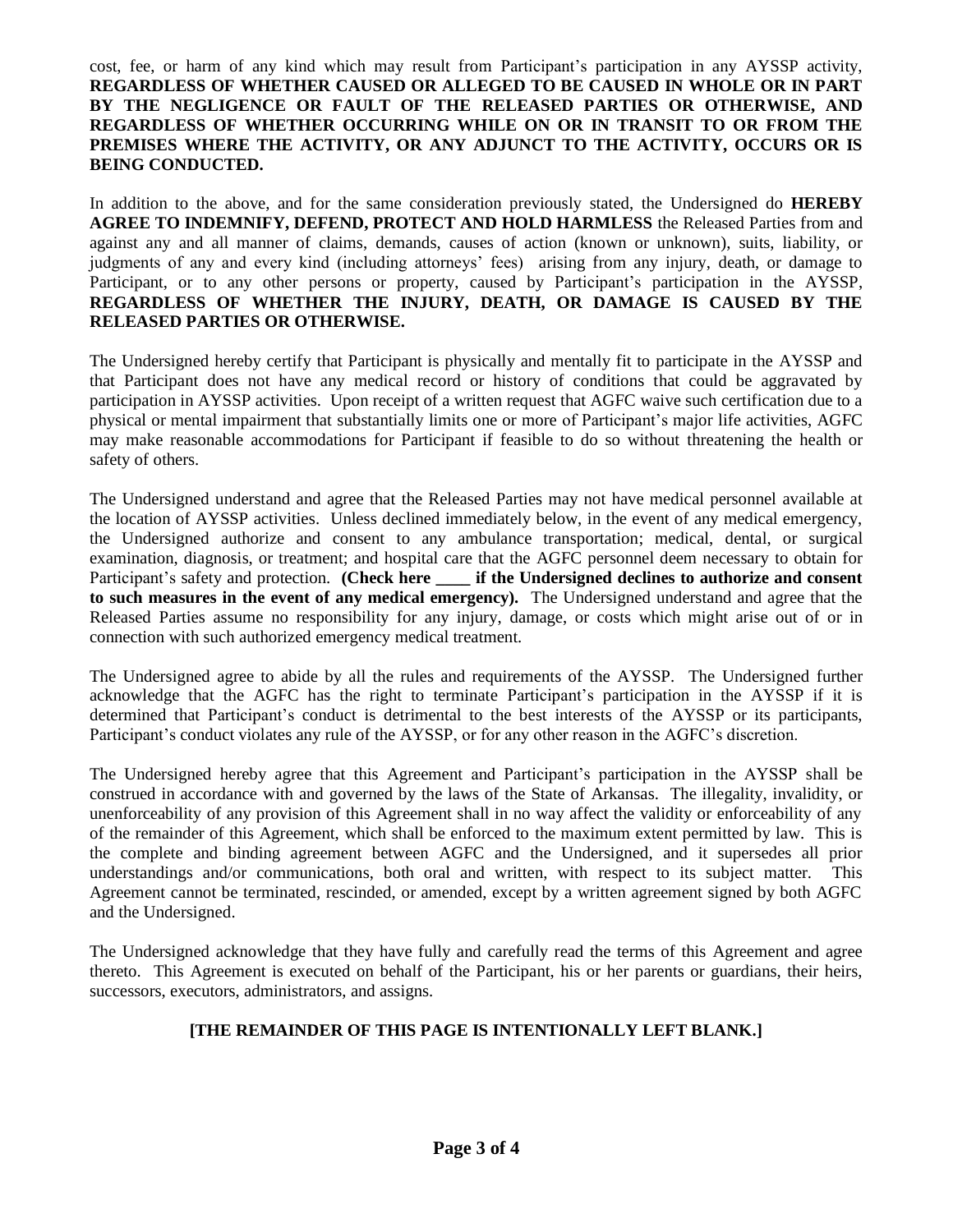cost, fee, or harm of any kind which may result from Participant's participation in any AYSSP activity, **REGARDLESS OF WHETHER CAUSED OR ALLEGED TO BE CAUSED IN WHOLE OR IN PART BY THE NEGLIGENCE OR FAULT OF THE RELEASED PARTIES OR OTHERWISE, AND REGARDLESS OF WHETHER OCCURRING WHILE ON OR IN TRANSIT TO OR FROM THE PREMISES WHERE THE ACTIVITY, OR ANY ADJUNCT TO THE ACTIVITY, OCCURS OR IS BEING CONDUCTED.**

In addition to the above, and for the same consideration previously stated, the Undersigned do **HEREBY AGREE TO INDEMNIFY, DEFEND, PROTECT AND HOLD HARMLESS** the Released Parties from and against any and all manner of claims, demands, causes of action (known or unknown), suits, liability, or judgments of any and every kind (including attorneys' fees) arising from any injury, death, or damage to Participant, or to any other persons or property, caused by Participant's participation in the AYSSP, **REGARDLESS OF WHETHER THE INJURY, DEATH, OR DAMAGE IS CAUSED BY THE RELEASED PARTIES OR OTHERWISE.**

The Undersigned hereby certify that Participant is physically and mentally fit to participate in the AYSSP and that Participant does not have any medical record or history of conditions that could be aggravated by participation in AYSSP activities. Upon receipt of a written request that AGFC waive such certification due to a physical or mental impairment that substantially limits one or more of Participant's major life activities, AGFC may make reasonable accommodations for Participant if feasible to do so without threatening the health or safety of others.

The Undersigned understand and agree that the Released Parties may not have medical personnel available at the location of AYSSP activities. Unless declined immediately below, in the event of any medical emergency, the Undersigned authorize and consent to any ambulance transportation; medical, dental, or surgical examination, diagnosis, or treatment; and hospital care that the AGFC personnel deem necessary to obtain for Participant's safety and protection. **(Check here ____ if the Undersigned declines to authorize and consent to such measures in the event of any medical emergency).** The Undersigned understand and agree that the Released Parties assume no responsibility for any injury, damage, or costs which might arise out of or in connection with such authorized emergency medical treatment.

The Undersigned agree to abide by all the rules and requirements of the AYSSP. The Undersigned further acknowledge that the AGFC has the right to terminate Participant's participation in the AYSSP if it is determined that Participant's conduct is detrimental to the best interests of the AYSSP or its participants, Participant's conduct violates any rule of the AYSSP, or for any other reason in the AGFC's discretion.

The Undersigned hereby agree that this Agreement and Participant's participation in the AYSSP shall be construed in accordance with and governed by the laws of the State of Arkansas. The illegality, invalidity, or unenforceability of any provision of this Agreement shall in no way affect the validity or enforceability of any of the remainder of this Agreement, which shall be enforced to the maximum extent permitted by law. This is the complete and binding agreement between AGFC and the Undersigned, and it supersedes all prior understandings and/or communications, both oral and written, with respect to its subject matter. This Agreement cannot be terminated, rescinded, or amended, except by a written agreement signed by both AGFC and the Undersigned.

The Undersigned acknowledge that they have fully and carefully read the terms of this Agreement and agree thereto. This Agreement is executed on behalf of the Participant, his or her parents or guardians, their heirs, successors, executors, administrators, and assigns.

**[THE REMAINDER OF THIS PAGE IS INTENTIONALLY LEFT BLANK.]**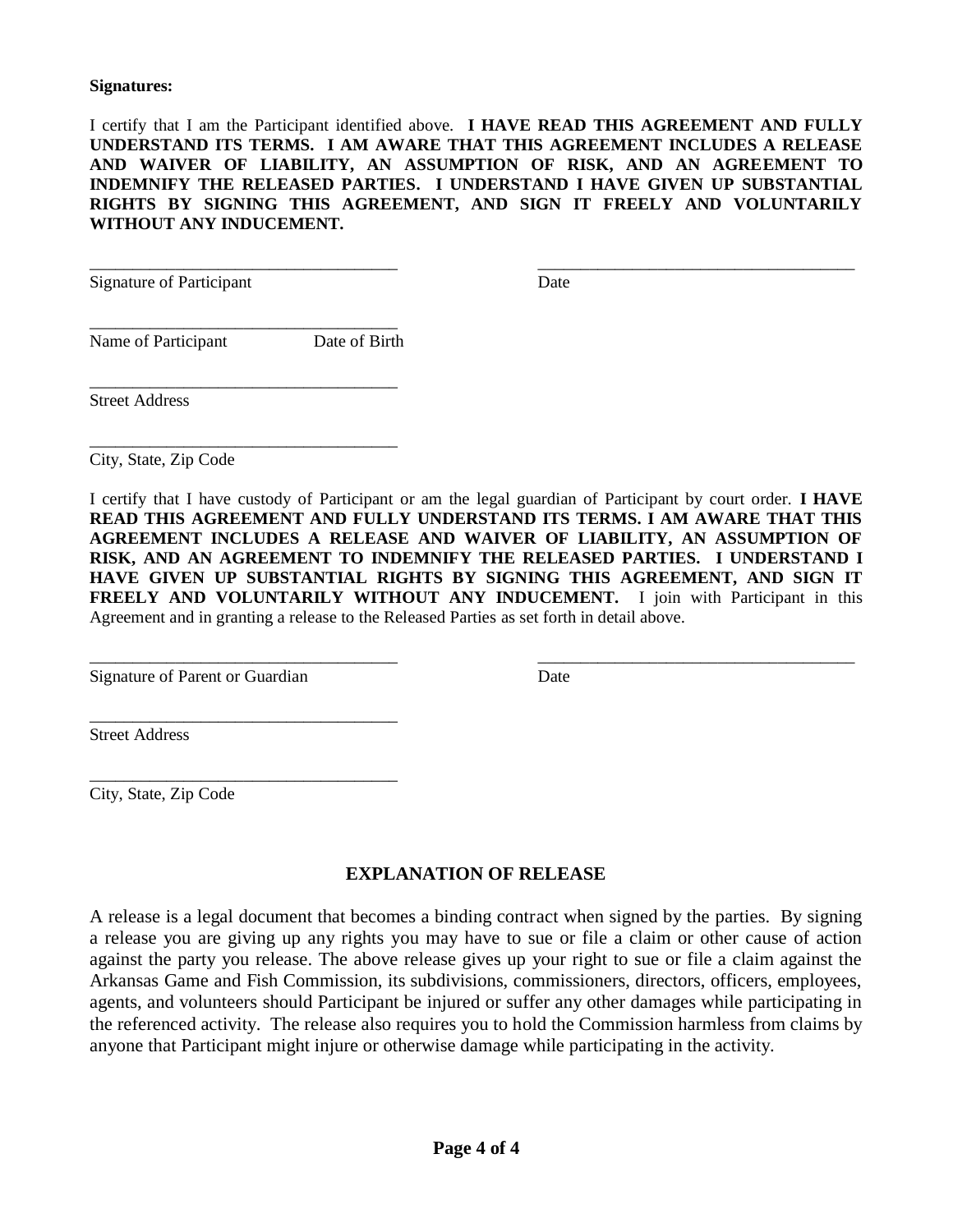**Signatures:**

I certify that I am the Participant identified above. **I HAVE READ THIS AGREEMENT AND FULLY UNDERSTAND ITS TERMS. I AM AWARE THAT THIS AGREEMENT INCLUDES A RELEASE AND WAIVER OF LIABILITY, AN ASSUMPTION OF RISK, AND AN AGREEMENT TO INDEMNIFY THE RELEASED PARTIES. I UNDERSTAND I HAVE GIVEN UP SUBSTANTIAL RIGHTS BY SIGNING THIS AGREEMENT, AND SIGN IT FREELY AND VOLUNTARILY WITHOUT ANY INDUCEMENT.**

\_\_\_\_\_\_\_\_\_\_\_\_\_\_\_\_\_\_\_\_\_\_\_\_\_\_\_\_\_\_\_\_\_\_\_\_ \_\_\_\_\_\_\_\_\_\_\_\_\_\_\_\_\_\_\_\_\_\_\_\_\_\_\_\_\_\_\_\_\_\_\_\_
Signature of Participant Date

\_\_\_\_\_\_\_\_\_\_\_\_\_\_\_\_\_\_\_\_\_\_\_\_\_\_\_\_\_\_\_\_\_\_\_\_
Name of Participant Date of Birth

\_\_\_\_\_\_\_\_\_\_\_\_\_\_\_\_\_\_\_\_\_\_\_\_\_\_\_\_\_\_\_\_\_\_\_\_
Street Address

\_\_\_\_\_\_\_\_\_\_\_\_\_\_\_\_\_\_\_\_\_\_\_\_\_\_\_\_\_\_\_\_\_\_\_\_
City, State, Zip Code

I certify that I have custody of Participant or am the legal guardian of Participant by court order. **I HAVE READ THIS AGREEMENT AND FULLY UNDERSTAND ITS TERMS. I AM AWARE THAT THIS AGREEMENT INCLUDES A RELEASE AND WAIVER OF LIABILITY, AN ASSUMPTION OF RISK, AND AN AGREEMENT TO INDEMNIFY THE RELEASED PARTIES. I UNDERSTAND I HAVE GIVEN UP SUBSTANTIAL RIGHTS BY SIGNING THIS AGREEMENT, AND SIGN IT FREELY AND VOLUNTARILY WITHOUT ANY INDUCEMENT.** I join with Participant in this Agreement and in granting a release to the Released Parties as set forth in detail above.

\_\_\_\_\_\_\_\_\_\_\_\_\_\_\_\_\_\_\_\_\_\_\_\_\_\_\_\_\_\_\_\_\_\_\_\_ \_\_\_\_\_\_\_\_\_\_\_\_\_\_\_\_\_\_\_\_\_\_\_\_\_\_\_\_\_\_\_\_\_\_\_\_
Signature of Parent or Guardian Date

\_\_\_\_\_\_\_\_\_\_\_\_\_\_\_\_\_\_\_\_\_\_\_\_\_\_\_\_\_\_\_\_\_\_\_\_
Street Address

\_\_\_\_\_\_\_\_\_\_\_\_\_\_\_\_\_\_\_\_\_\_\_\_\_\_\_\_\_\_\_\_\_\_\_\_
City, State, Zip Code

## EXPLANATION OF RELEASE

A release is a legal document that becomes a binding contract when signed by the parties. By signing a release you are giving up any rights you may have to sue or file a claim or other cause of action against the party you release. The above release gives up your right to sue or file a claim against the Arkansas Game and Fish Commission, its subdivisions, commissioners, directors, officers, employees, agents, and volunteers should Participant be injured or suffer any other damages while participating in the referenced activity. The release also requires you to hold the Commission harmless from claims by anyone that Participant might injure or otherwise damage while participating in the activity.